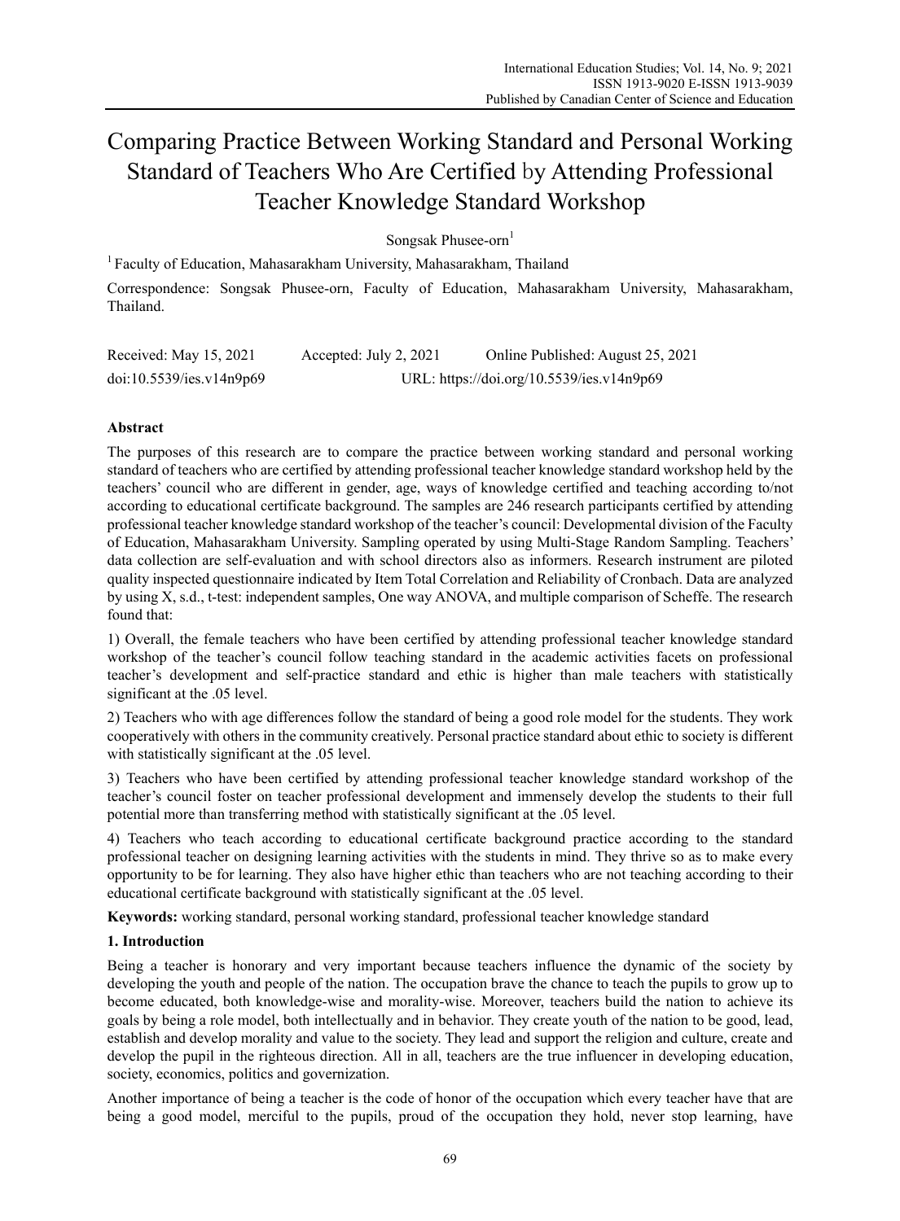# Comparing Practice Between Working Standard and Personal Working Standard of Teachers Who Are Certified by Attending Professional Teacher Knowledge Standard Workshop

Songsak Phusee-orn[1]

[1] Faculty of Education, Mahasarakham University, Mahasarakham, Thailand

Correspondence: Songsak Phusee-orn, Faculty of Education, Mahasarakham University, Mahasarakham, Thailand.

Received: May 15, 2021 Accepted: July 2, 2021 Online Published: August 25, 2021

doi:10.5539/ies.v14n9p69 URL: https://doi.org/10.5539/ies.v14n9p69

## Abstract

The purposes of this research are to compare the practice between working standard and personal working standard of teachers who are certified by attending professional teacher knowledge standard workshop held by the teachers' council who are different in gender, age, ways of knowledge certified and teaching according to/not according to educational certificate background. The samples are 246 research participants certified by attending professional teacher knowledge standard workshop of the teacher's council: Developmental division of the Faculty of Education, Mahasarakham University. Sampling operated by using Multi-Stage Random Sampling. Teachers' data collection are self-evaluation and with school directors also as informers. Research instrument are piloted quality inspected questionnaire indicated by Item Total Correlation and Reliability of Cronbach. Data are analyzed by using X, s.d., t-test: independent samples, One way ANOVA, and multiple comparison of Scheffe. The research found that:

1) Overall, the female teachers who have been certified by attending professional teacher knowledge standard workshop of the teacher's council follow teaching standard in the academic activities facets on professional teacher's development and self-practice standard and ethic is higher than male teachers with statistically significant at the .05 level.

2) Teachers who with age differences follow the standard of being a good role model for the students. They work cooperatively with others in the community creatively. Personal practice standard about ethic to society is different with statistically significant at the .05 level.

3) Teachers who have been certified by attending professional teacher knowledge standard workshop of the teacher's council foster on teacher professional development and immensely develop the students to their full potential more than transferring method with statistically significant at the .05 level.

4) Teachers who teach according to educational certificate background practice according to the standard professional teacher on designing learning activities with the students in mind. They thrive so as to make every opportunity to be for learning. They also have higher ethic than teachers who are not teaching according to their educational certificate background with statistically significant at the .05 level.

**Keywords:** working standard, personal working standard, professional teacher knowledge standard

## 1. Introduction

Being a teacher is honorary and very important because teachers influence the dynamic of the society by developing the youth and people of the nation. The occupation brave the chance to teach the pupils to grow up to become educated, both knowledge-wise and morality-wise. Moreover, teachers build the nation to achieve its goals by being a role model, both intellectually and in behavior. They create youth of the nation to be good, lead, establish and develop morality and value to the society. They lead and support the religion and culture, create and develop the pupil in the righteous direction. All in all, teachers are the true influencer in developing education, society, economics, politics and governization.

Another importance of being a teacher is the code of honor of the occupation which every teacher have that are being a good model, merciful to the pupils, proud of the occupation they hold, never stop learning, have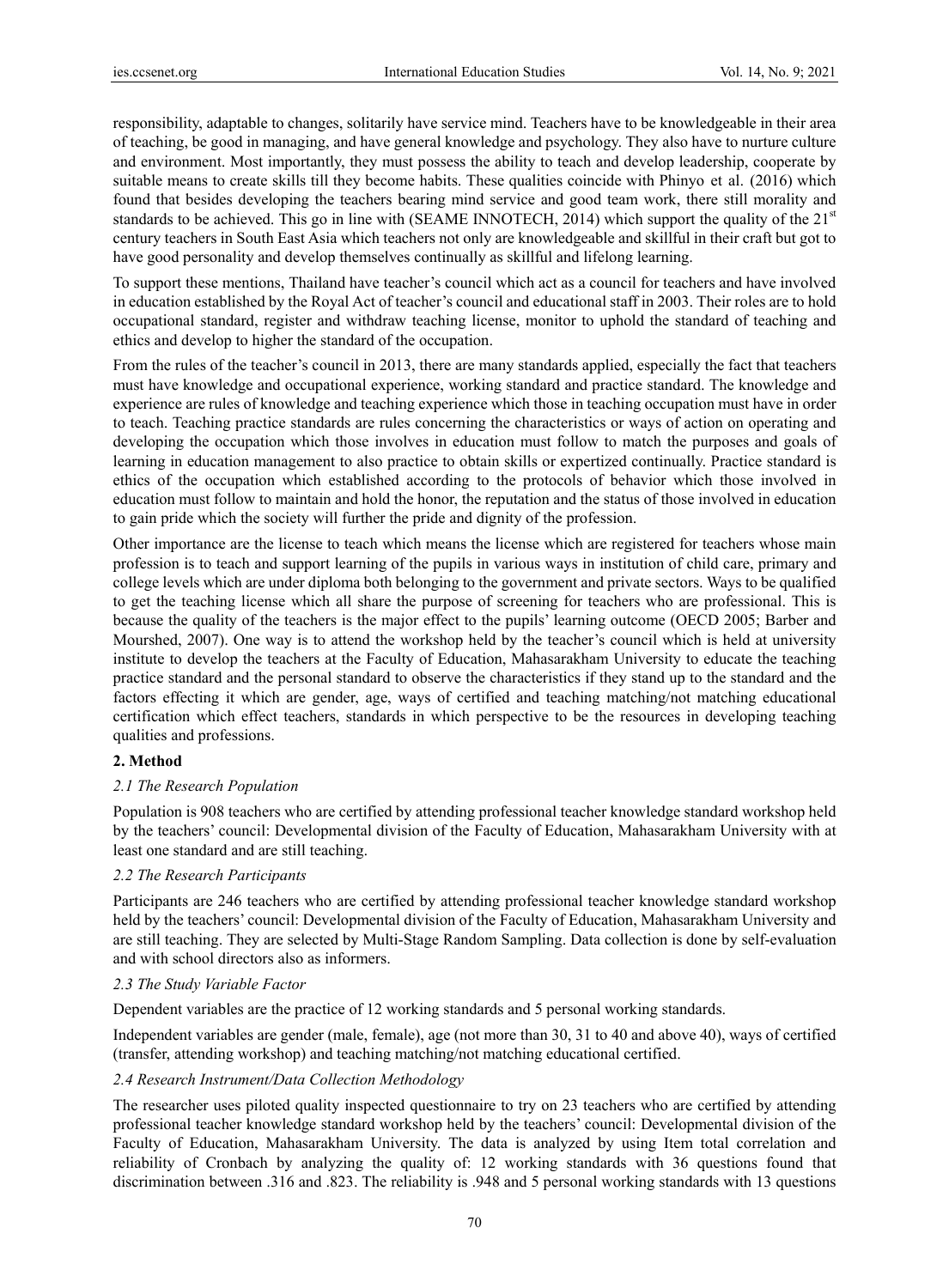responsibility, adaptable to changes, solitarily have service mind. Teachers have to be knowledgeable in their area of teaching, be good in managing, and have general knowledge and psychology. They also have to nurture culture and environment. Most importantly, they must possess the ability to teach and develop leadership, cooperate by suitable means to create skills till they become habits. These qualities coincide with Phinyo et al. (2016) which found that besides developing the teachers bearing mind service and good team work, there still morality and standards to be achieved. This go in line with (SEAME INNOTECH, 2014) which support the quality of the 21st century teachers in South East Asia which teachers not only are knowledgeable and skillful in their craft but got to have good personality and develop themselves continually as skillful and lifelong learning.

To support these mentions, Thailand have teacher's council which act as a council for teachers and have involved in education established by the Royal Act of teacher's council and educational staff in 2003. Their roles are to hold occupational standard, register and withdraw teaching license, monitor to uphold the standard of teaching and ethics and develop to higher the standard of the occupation.

From the rules of the teacher's council in 2013, there are many standards applied, especially the fact that teachers must have knowledge and occupational experience, working standard and practice standard. The knowledge and experience are rules of knowledge and teaching experience which those in teaching occupation must have in order to teach. Teaching practice standards are rules concerning the characteristics or ways of action on operating and developing the occupation which those involves in education must follow to match the purposes and goals of learning in education management to also practice to obtain skills or expertized continually. Practice standard is ethics of the occupation which established according to the protocols of behavior which those involved in education must follow to maintain and hold the honor, the reputation and the status of those involved in education to gain pride which the society will further the pride and dignity of the profession.

Other importance are the license to teach which means the license which are registered for teachers whose main profession is to teach and support learning of the pupils in various ways in institution of child care, primary and college levels which are under diploma both belonging to the government and private sectors. Ways to be qualified to get the teaching license which all share the purpose of screening for teachers who are professional. This is because the quality of the teachers is the major effect to the pupils' learning outcome (OECD 2005; Barber and Mourshed, 2007). One way is to attend the workshop held by the teacher's council which is held at university institute to develop the teachers at the Faculty of Education, Mahasarakham University to educate the teaching practice standard and the personal standard to observe the characteristics if they stand up to the standard and the factors effecting it which are gender, age, ways of certified and teaching matching/not matching educational certification which effect teachers, standards in which perspective to be the resources in developing teaching qualities and professions.

## 2. Method

### 2.1 The Research Population

Population is 908 teachers who are certified by attending professional teacher knowledge standard workshop held by the teachers' council: Developmental division of the Faculty of Education, Mahasarakham University with at least one standard and are still teaching.

### 2.2 The Research Participants

Participants are 246 teachers who are certified by attending professional teacher knowledge standard workshop held by the teachers' council: Developmental division of the Faculty of Education, Mahasarakham University and are still teaching. They are selected by Multi-Stage Random Sampling. Data collection is done by self-evaluation and with school directors also as informers.

### 2.3 The Study Variable Factor

Dependent variables are the practice of 12 working standards and 5 personal working standards.

Independent variables are gender (male, female), age (not more than 30, 31 to 40 and above 40), ways of certified (transfer, attending workshop) and teaching matching/not matching educational certified.

### 2.4 Research Instrument/Data Collection Methodology

The researcher uses piloted quality inspected questionnaire to try on 23 teachers who are certified by attending professional teacher knowledge standard workshop held by the teachers' council: Developmental division of the Faculty of Education, Mahasarakham University. The data is analyzed by using Item total correlation and reliability of Cronbach by analyzing the quality of: 12 working standards with 36 questions found that discrimination between .316 and .823. The reliability is .948 and 5 personal working standards with 13 questions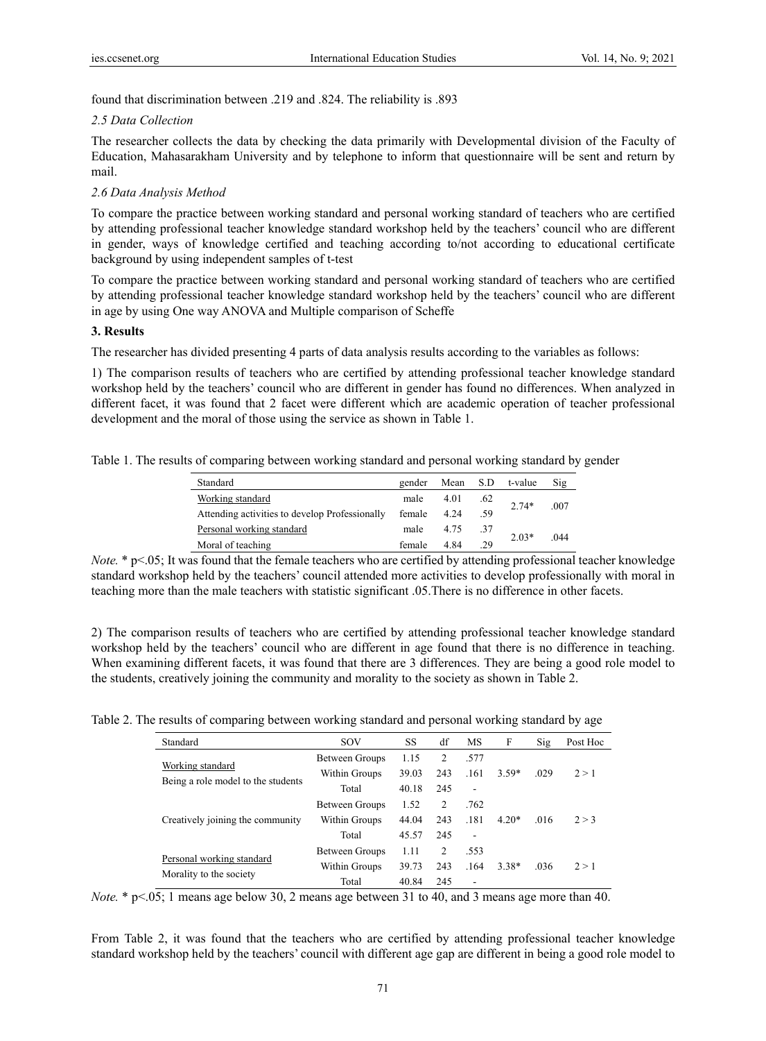found that discrimination between .219 and .824. The reliability is .893

### *2.5 Data Collection*

The researcher collects the data by checking the data primarily with Developmental division of the Faculty of Education, Mahasarakham University and by telephone to inform that questionnaire will be sent and return by mail.

### *2.6 Data Analysis Method*

To compare the practice between working standard and personal working standard of teachers who are certified by attending professional teacher knowledge standard workshop held by the teachers' council who are different in gender, ways of knowledge certified and teaching according to/not according to educational certificate background by using independent samples of t-test

To compare the practice between working standard and personal working standard of teachers who are certified by attending professional teacher knowledge standard workshop held by the teachers' council who are different in age by using One way ANOVA and Multiple comparison of Scheffe

## **3. Results**

The researcher has divided presenting 4 parts of data analysis results according to the variables as follows:

1) The comparison results of teachers who are certified by attending professional teacher knowledge standard workshop held by the teachers' council who are different in gender has found no differences. When analyzed in different facet, it was found that 2 facet were different which are academic operation of teacher professional development and the moral of those using the service as shown in Table 1.

Table 1. The results of comparing between working standard and personal working standard by gender

| Standard | gender | Mean | S.D | t-value | Sig |
|---|---|---|---|---|---|
| Working standard | male | 4.01 | .62 | 2.74* | .007 |
| Attending activities to develop Professionally | female | 4.24 | .59 | | |
| Personal working standard | male | 4.75 | .37 | 2.03* | .044 |
| Moral of teaching | female | 4.84 | .29 | | |

*Note.* * p<.05; It was found that the female teachers who are certified by attending professional teacher knowledge standard workshop held by the teachers' council attended more activities to develop professionally with moral in teaching more than the male teachers with statistic significant .05.There is no difference in other facets.

2) The comparison results of teachers who are certified by attending professional teacher knowledge standard workshop held by the teachers' council who are different in age found that there is no difference in teaching. When examining different facets, it was found that there are 3 differences. They are being a good role model to the students, creatively joining the community and morality to the society as shown in Table 2.

Table 2. The results of comparing between working standard and personal working standard by age

| Standard | SOV | SS | df | MS | F | Sig | Post Hoc |
|---|---|---|---|---|---|---|---|
| Working standard<br>Being a role model to the students | Between Groups | 1.15 | 2 | .577 | 3.59* | .029 | 2 > 1 |
| | Within Groups | 39.03 | 243 | .161 | | | |
| | Total | 40.18 | 245 | - | | | |
| Creatively joining the community | Between Groups | 1.52 | 2 | .762 | 4.20* | .016 | 2 > 3 |
| | Within Groups | 44.04 | 243 | .181 | | | |
| | Total | 45.57 | 245 | - | | | |
| Personal working standard<br>Morality to the society | Between Groups | 1.11 | 2 | .553 | 3.38* | .036 | 2 > 1 |
| | Within Groups | 39.73 | 243 | .164 | | | |
| | Total | 40.84 | 245 | - | | | |

*Note.* * p<.05; 1 means age below 30, 2 means age between 31 to 40, and 3 means age more than 40.

From Table 2, it was found that the teachers who are certified by attending professional teacher knowledge standard workshop held by the teachers' council with different age gap are different in being a good role model to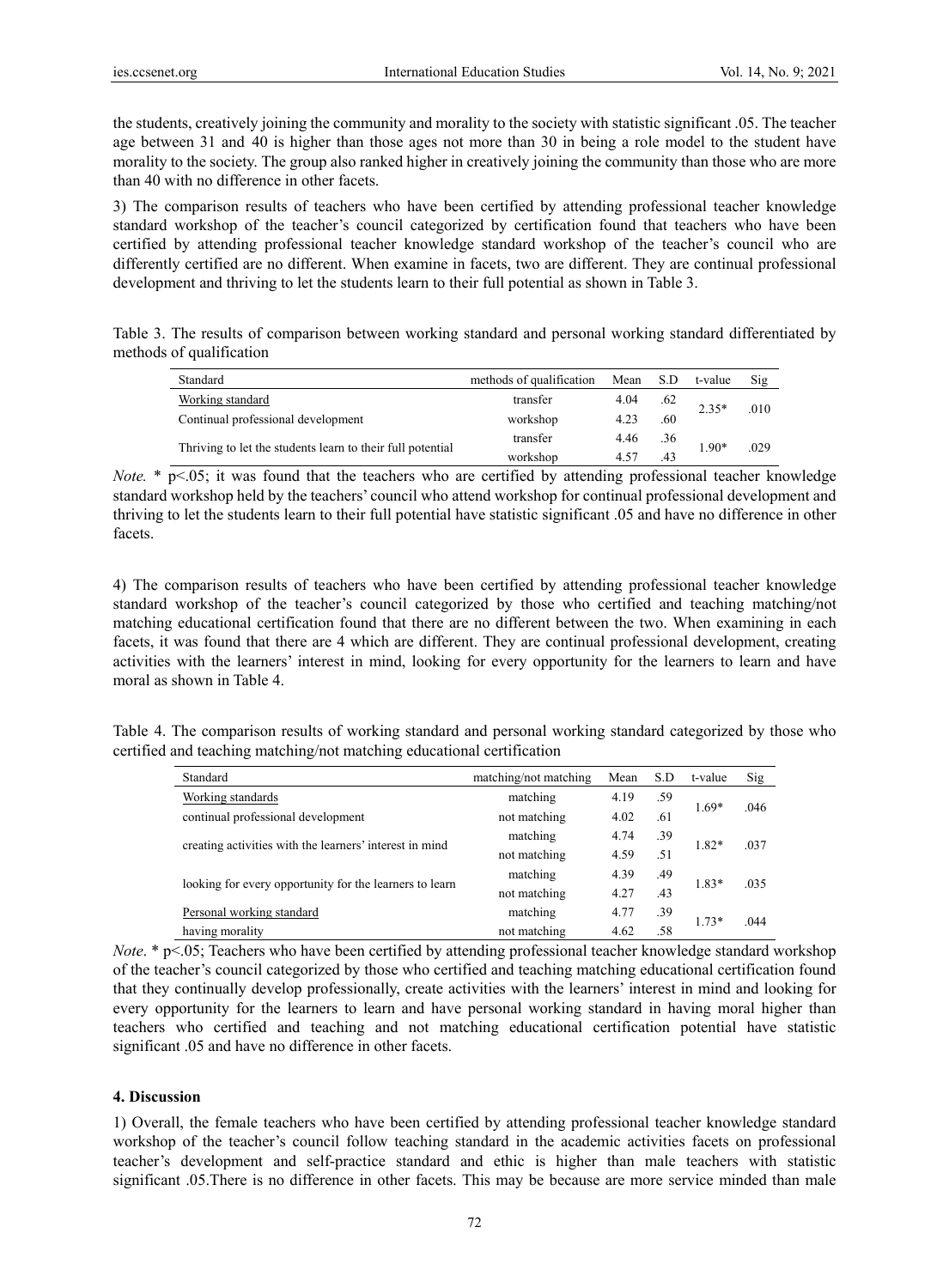the students, creatively joining the community and morality to the society with statistic significant .05. The teacher age between 31 and 40 is higher than those ages not more than 30 in being a role model to the student have morality to the society. The group also ranked higher in creatively joining the community than those who are more than 40 with no difference in other facets.

3) The comparison results of teachers who have been certified by attending professional teacher knowledge standard workshop of the teacher's council categorized by certification found that teachers who have been certified by attending professional teacher knowledge standard workshop of the teacher's council who are differently certified are no different. When examine in facets, two are different. They are continual professional development and thriving to let the students learn to their full potential as shown in Table 3.

Table 3. The results of comparison between working standard and personal working standard differentiated by methods of qualification

| Standard | methods of qualification | Mean | S.D | t-value | Sig |
|---|---|---|---|---|---|
| Working standard | transfer | 4.04 | .62 | 2.35* | .010 |
| Continual professional development | workshop | 4.23 | .60 | | |
| Thriving to let the students learn to their full potential | transfer | 4.46 | .36 | 1.90* | .029 |
| | workshop | 4.57 | .43 | | |

*Note.* * $p<.05$; it was found that the teachers who are certified by attending professional teacher knowledge standard workshop held by the teachers' council who attend workshop for continual professional development and thriving to let the students learn to their full potential have statistic significant .05 and have no difference in other facets.

4) The comparison results of teachers who have been certified by attending professional teacher knowledge standard workshop of the teacher's council categorized by those who certified and teaching matching/not matching educational certification found that there are no different between the two. When examining in each facets, it was found that there are 4 which are different. They are continual professional development, creating activities with the learners' interest in mind, looking for every opportunity for the learners to learn and have moral as shown in Table 4.

Table 4. The comparison results of working standard and personal working standard categorized by those who certified and teaching matching/not matching educational certification

| Standard | matching/not matching | Mean | S.D | t-value | Sig |
|---|---|---|---|---|---|
| Working standards | matching | 4.19 | .59 | 1.69* | .046 |
| continual professional development | not matching | 4.02 | .61 | | |
| creating activities with the learners' interest in mind | matching | 4.74 | .39 | 1.82* | .037 |
| | not matching | 4.59 | .51 | | |
| looking for every opportunity for the learners to learn | matching | 4.39 | .49 | 1.83* | .035 |
| | not matching | 4.27 | .43 | | |
| Personal working standard | matching | 4.77 | .39 | 1.73* | .044 |
| having morality | not matching | 4.62 | .58 | | |

*Note*. * $p<.05$; Teachers who have been certified by attending professional teacher knowledge standard workshop of the teacher's council categorized by those who certified and teaching matching educational certification found that they continually develop professionally, create activities with the learners' interest in mind and looking for every opportunity for the learners to learn and have personal working standard in having moral higher than teachers who certified and teaching and not matching educational certification potential have statistic significant .05 and have no difference in other facets.

## 4. Discussion

1) Overall, the female teachers who have been certified by attending professional teacher knowledge standard workshop of the teacher's council follow teaching standard in the academic activities facets on professional teacher's development and self-practice standard and ethic is higher than male teachers with statistic significant .05.There is no difference in other facets. This may be because are more service minded than male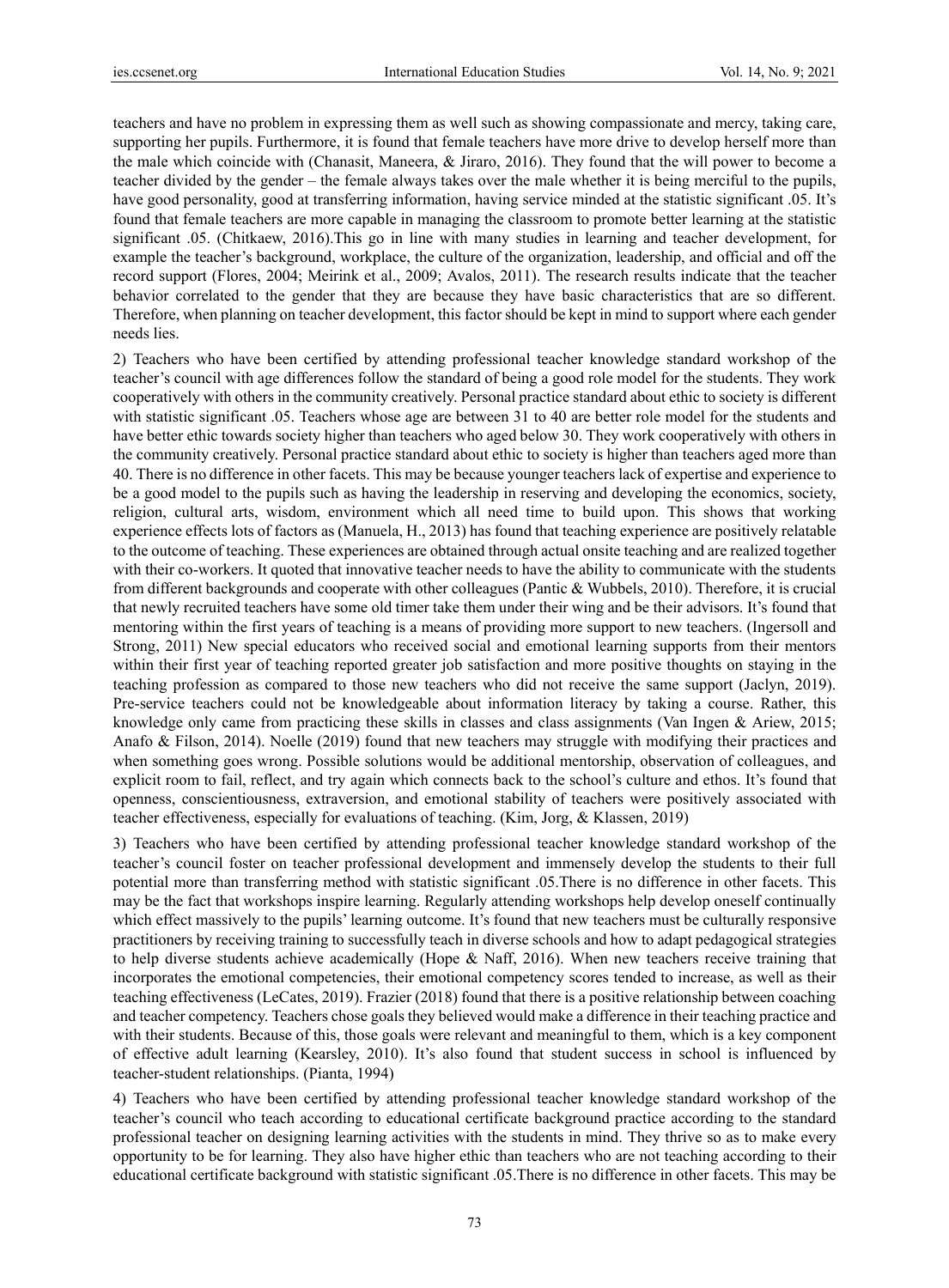teachers and have no problem in expressing them as well such as showing compassionate and mercy, taking care, supporting her pupils. Furthermore, it is found that female teachers have more drive to develop herself more than the male which coincide with (Chanasit, Maneera, & Jiraro, 2016). They found that the will power to become a teacher divided by the gender – the female always takes over the male whether it is being merciful to the pupils, have good personality, good at transferring information, having service minded at the statistic significant .05. It's found that female teachers are more capable in managing the classroom to promote better learning at the statistic significant .05. (Chitkaew, 2016).This go in line with many studies in learning and teacher development, for example the teacher's background, workplace, the culture of the organization, leadership, and official and off the record support (Flores, 2004; Meirink et al., 2009; Avalos, 2011). The research results indicate that the teacher behavior correlated to the gender that they are because they have basic characteristics that are so different. Therefore, when planning on teacher development, this factor should be kept in mind to support where each gender needs lies.

2) Teachers who have been certified by attending professional teacher knowledge standard workshop of the teacher's council with age differences follow the standard of being a good role model for the students. They work cooperatively with others in the community creatively. Personal practice standard about ethic to society is different with statistic significant .05. Teachers whose age are between 31 to 40 are better role model for the students and have better ethic towards society higher than teachers who aged below 30. They work cooperatively with others in the community creatively. Personal practice standard about ethic to society is higher than teachers aged more than 40. There is no difference in other facets. This may be because younger teachers lack of expertise and experience to be a good model to the pupils such as having the leadership in reserving and developing the economics, society, religion, cultural arts, wisdom, environment which all need time to build upon. This shows that working experience effects lots of factors as (Manuela, H., 2013) has found that teaching experience are positively relatable to the outcome of teaching. These experiences are obtained through actual onsite teaching and are realized together with their co-workers. It quoted that innovative teacher needs to have the ability to communicate with the students from different backgrounds and cooperate with other colleagues (Pantic & Wubbels, 2010). Therefore, it is crucial that newly recruited teachers have some old timer take them under their wing and be their advisors. It's found that mentoring within the first years of teaching is a means of providing more support to new teachers. (Ingersoll and Strong, 2011) New special educators who received social and emotional learning supports from their mentors within their first year of teaching reported greater job satisfaction and more positive thoughts on staying in the teaching profession as compared to those new teachers who did not receive the same support (Jaclyn, 2019). Pre-service teachers could not be knowledgeable about information literacy by taking a course. Rather, this knowledge only came from practicing these skills in classes and class assignments (Van Ingen & Ariew, 2015; Anafo & Filson, 2014). Noelle (2019) found that new teachers may struggle with modifying their practices and when something goes wrong. Possible solutions would be additional mentorship, observation of colleagues, and explicit room to fail, reflect, and try again which connects back to the school's culture and ethos. It's found that openness, conscientiousness, extraversion, and emotional stability of teachers were positively associated with teacher effectiveness, especially for evaluations of teaching. (Kim, Jorg, & Klassen, 2019)

3) Teachers who have been certified by attending professional teacher knowledge standard workshop of the teacher's council foster on teacher professional development and immensely develop the students to their full potential more than transferring method with statistic significant .05.There is no difference in other facets. This may be the fact that workshops inspire learning. Regularly attending workshops help develop oneself continually which effect massively to the pupils' learning outcome. It's found that new teachers must be culturally responsive practitioners by receiving training to successfully teach in diverse schools and how to adapt pedagogical strategies to help diverse students achieve academically (Hope & Naff, 2016). When new teachers receive training that incorporates the emotional competencies, their emotional competency scores tended to increase, as well as their teaching effectiveness (LeCates, 2019). Frazier (2018) found that there is a positive relationship between coaching and teacher competency. Teachers chose goals they believed would make a difference in their teaching practice and with their students. Because of this, those goals were relevant and meaningful to them, which is a key component of effective adult learning (Kearsley, 2010). It's also found that student success in school is influenced by teacher-student relationships. (Pianta, 1994)

4) Teachers who have been certified by attending professional teacher knowledge standard workshop of the teacher's council who teach according to educational certificate background practice according to the standard professional teacher on designing learning activities with the students in mind. They thrive so as to make every opportunity to be for learning. They also have higher ethic than teachers who are not teaching according to their educational certificate background with statistic significant .05.There is no difference in other facets. This may be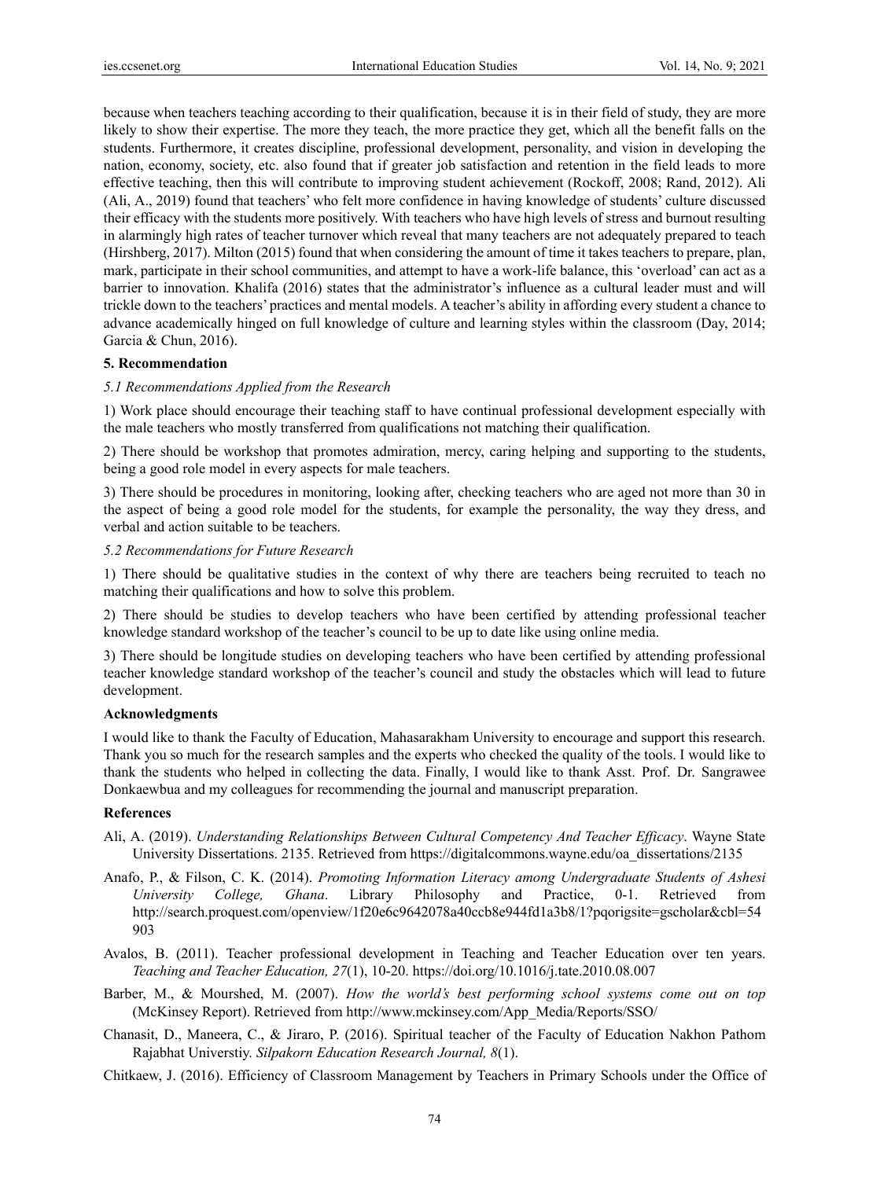because when teachers teaching according to their qualification, because it is in their field of study, they are more likely to show their expertise. The more they teach, the more practice they get, which all the benefit falls on the students. Furthermore, it creates discipline, professional development, personality, and vision in developing the nation, economy, society, etc. also found that if greater job satisfaction and retention in the field leads to more effective teaching, then this will contribute to improving student achievement (Rockoff, 2008; Rand, 2012). Ali (Ali, A., 2019) found that teachers' who felt more confidence in having knowledge of students' culture discussed their efficacy with the students more positively. With teachers who have high levels of stress and burnout resulting in alarmingly high rates of teacher turnover which reveal that many teachers are not adequately prepared to teach (Hirshberg, 2017). Milton (2015) found that when considering the amount of time it takes teachers to prepare, plan, mark, participate in their school communities, and attempt to have a work-life balance, this 'overload' can act as a barrier to innovation. Khalifa (2016) states that the administrator's influence as a cultural leader must and will trickle down to the teachers' practices and mental models. A teacher's ability in affording every student a chance to advance academically hinged on full knowledge of culture and learning styles within the classroom (Day, 2014; Garcia & Chun, 2016).

## 5. Recommendation

### *5.1 Recommendations Applied from the Research*

1) Work place should encourage their teaching staff to have continual professional development especially with the male teachers who mostly transferred from qualifications not matching their qualification.

2) There should be workshop that promotes admiration, mercy, caring helping and supporting to the students, being a good role model in every aspects for male teachers.

3) There should be procedures in monitoring, looking after, checking teachers who are aged not more than 30 in the aspect of being a good role model for the students, for example the personality, the way they dress, and verbal and action suitable to be teachers.

### *5.2 Recommendations for Future Research*

1) There should be qualitative studies in the context of why there are teachers being recruited to teach no matching their qualifications and how to solve this problem.

2) There should be studies to develop teachers who have been certified by attending professional teacher knowledge standard workshop of the teacher's council to be up to date like using online media.

3) There should be longitude studies on developing teachers who have been certified by attending professional teacher knowledge standard workshop of the teacher's council and study the obstacles which will lead to future development.

## Acknowledgments

I would like to thank the Faculty of Education, Mahasarakham University to encourage and support this research. Thank you so much for the research samples and the experts who checked the quality of the tools. I would like to thank the students who helped in collecting the data. Finally, I would like to thank Asst. Prof. Dr. Sangrawee Donkaewbua and my colleagues for recommending the journal and manuscript preparation.

## References

Ali, A. (2019). *Understanding Relationships Between Cultural Competency And Teacher Efficacy*. Wayne State University Dissertations. 2135. Retrieved from https://digitalcommons.wayne.edu/oa_dissertations/2135

Anafo, P., & Filson, C. K. (2014). *Promoting Information Literacy among Undergraduate Students of Ashesi University College, Ghana*. Library Philosophy and Practice, 0-1. Retrieved from http://search.proquest.com/openview/1f20e6c9642078a40ccb8e944fd1a3b8/1?pqorigsite=gscholar&cbl=54903

Avalos, B. (2011). Teacher professional development in Teaching and Teacher Education over ten years. *Teaching and Teacher Education, 27*(1), 10-20. https://doi.org/10.1016/j.tate.2010.08.007

Barber, M., & Mourshed, M. (2007). *How the world's best performing school systems come out on top* (McKinsey Report). Retrieved from http://www.mckinsey.com/App_Media/Reports/SSO/

Chanasit, D., Maneera, C., & Jiraro, P. (2016). Spiritual teacher of the Faculty of Education Nakhon Pathom Rajabhat Universtiy. *Silpakorn Education Research Journal, 8*(1).

Chitkaew, J. (2016). Efficiency of Classroom Management by Teachers in Primary Schools under the Office of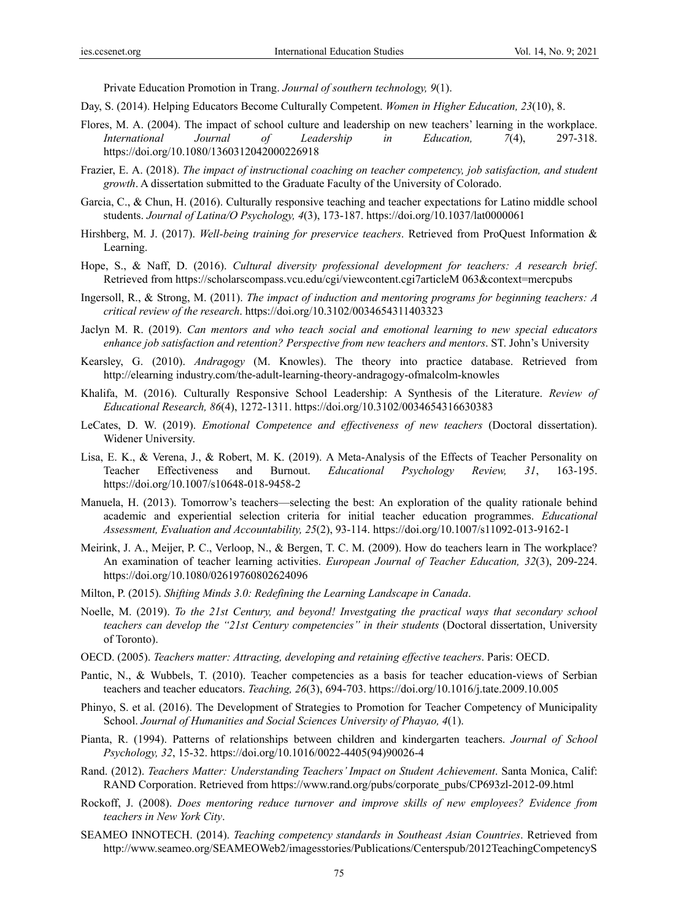Private Education Promotion in Trang. *Journal of southern technology, 9*(1).

Day, S. (2014). Helping Educators Become Culturally Competent. *Women in Higher Education, 23*(10), 8.

Flores, M. A. (2004). The impact of school culture and leadership on new teachers' learning in the workplace. *International Journal of Leadership in Education, 7*(4), 297-318. https://doi.org/10.1080/1360312042000226918

Frazier, E. A. (2018). *The impact of instructional coaching on teacher competency, job satisfaction, and student growth*. A dissertation submitted to the Graduate Faculty of the University of Colorado.

Garcia, C., & Chun, H. (2016). Culturally responsive teaching and teacher expectations for Latino middle school students. *Journal of Latina/O Psychology, 4*(3), 173-187. https://doi.org/10.1037/lat0000061

Hirshberg, M. J. (2017). *Well-being training for preservice teachers*. Retrieved from ProQuest Information & Learning.

Hope, S., & Naff, D. (2016). *Cultural diversity professional development for teachers: A research brief*. Retrieved from https://scholarscompass.vcu.edu/cgi/viewcontent.cgi7articleM 063&context=mercpubs

Ingersoll, R., & Strong, M. (2011). *The impact of induction and mentoring programs for beginning teachers: A critical review of the research*. https://doi.org/10.3102/0034654311403323

Jaclyn M. R. (2019). *Can mentors and who teach social and emotional learning to new special educators enhance job satisfaction and retention? Perspective from new teachers and mentors*. ST. John's University

Kearsley, G. (2010). *Andragogy* (M. Knowles). The theory into practice database. Retrieved from http://elearning industry.com/the-adult-learning-theory-andragogy-ofmalcolm-knowles

Khalifa, M. (2016). Culturally Responsive School Leadership: A Synthesis of the Literature. *Review of Educational Research, 86*(4), 1272-1311. https://doi.org/10.3102/0034654316630383

LeCates, D. W. (2019). *Emotional Competence and effectiveness of new teachers* (Doctoral dissertation). Widener University.

Lisa, E. K., & Verena, J., & Robert, M. K. (2019). A Meta-Analysis of the Effects of Teacher Personality on Teacher Effectiveness and Burnout. *Educational Psychology Review, 31*, 163-195. https://doi.org/10.1007/s10648-018-9458-2

Manuela, H. (2013). Tomorrow's teachers—selecting the best: An exploration of the quality rationale behind academic and experiential selection criteria for initial teacher education programmes. *Educational Assessment, Evaluation and Accountability, 25*(2), 93-114. https://doi.org/10.1007/s11092-013-9162-1

Meirink, J. A., Meijer, P. C., Verloop, N., & Bergen, T. C. M. (2009). How do teachers learn in The workplace? An examination of teacher learning activities. *European Journal of Teacher Education, 32*(3), 209-224. https://doi.org/10.1080/02619760802624096

Milton, P. (2015). *Shifting Minds 3.0: Redefining the Learning Landscape in Canada*.

Noelle, M. (2019). *To the 21st Century, and beyond! Investgating the practical ways that secondary school teachers can develop the "21st Century competencies" in their students* (Doctoral dissertation, University of Toronto).

OECD. (2005). *Teachers matter: Attracting, developing and retaining effective teachers*. Paris: OECD.

Pantic, N., & Wubbels, T. (2010). Teacher competencies as a basis for teacher education-views of Serbian teachers and teacher educators. *Teaching, 26*(3), 694-703. https://doi.org/10.1016/j.tate.2009.10.005

Phinyo, S. et al. (2016). The Development of Strategies to Promotion for Teacher Competency of Municipality School. *Journal of Humanities and Social Sciences University of Phayao, 4*(1).

Pianta, R. (1994). Patterns of relationships between children and kindergarten teachers. *Journal of School Psychology, 32*, 15-32. https://doi.org/10.1016/0022-4405(94)90026-4

Rand. (2012). *Teachers Matter: Understanding Teachers' Impact on Student Achievement*. Santa Monica, Calif: RAND Corporation. Retrieved from https://www.rand.org/pubs/corporate_pubs/CP693zl-2012-09.html

Rockoff, J. (2008). *Does mentoring reduce turnover and improve skills of new employees? Evidence from teachers in New York City*.

SEAMEO INNOTECH. (2014). *Teaching competency standards in Southeast Asian Countries*. Retrieved from http://www.seameo.org/SEAMEOWeb2/imagesstories/Publications/Centerspub/2012TeachingCompetencyS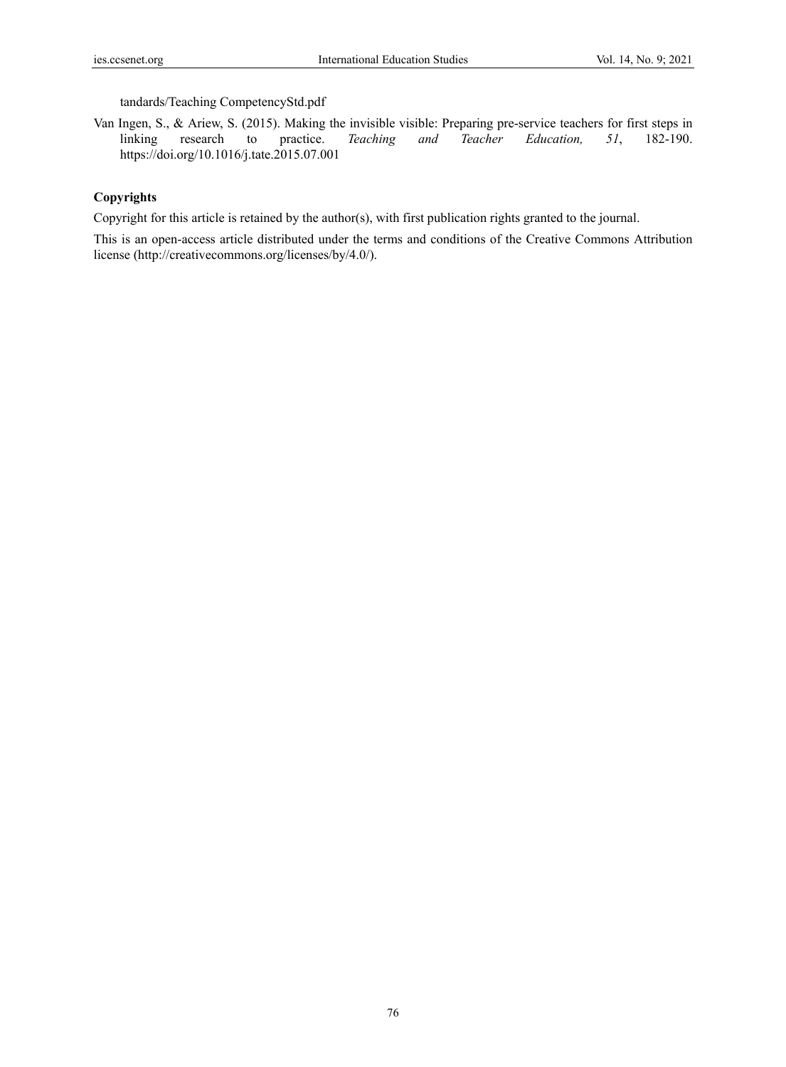tandards/Teaching CompetencyStd.pdf

Van Ingen, S., & Ariew, S. (2015). Making the invisible visible: Preparing pre-service teachers for first steps in linking research to practice. *Teaching and Teacher Education, 51*, 182-190. https://doi.org/10.1016/j.tate.2015.07.001

## Copyrights

Copyright for this article is retained by the author(s), with first publication rights granted to the journal.

This is an open-access article distributed under the terms and conditions of the Creative Commons Attribution license (http://creativecommons.org/licenses/by/4.0/).